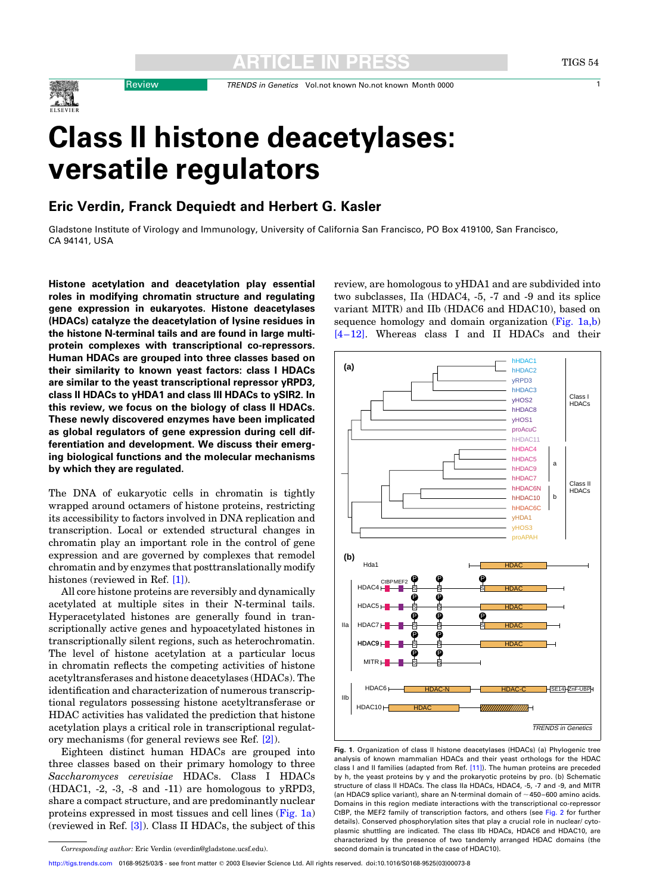# Class II histone deacetylases: versatile regulators

## Eric Verdin, Franck Dequiedt and Herbert G. Kasler

Gladstone Institute of Virology and Immunology, University of California San Francisco, PO Box 419100, San Francisco, CA 94141, USA

**Histone acetylation and deacetylation play essential roles in modifying chromatin structure and regulating gene expression in eukaryotes. Histone deacetylases (HDACs) catalyze the deacetylation of lysine residues in the histone N-terminal tails and are found in large multiprotein complexes with transcriptional co-repressors. Human HDACs are grouped into three classes based on their similarity to known yeast factors: class I HDACs are similar to the yeast transcriptional repressor yRPD3, class II HDACs to yHDA1 and class III HDACs to ySIR2. In this review, we focus on the biology of class II HDACs. These newly discovered enzymes have been implicated as global regulators of gene expression during cell differentiation and development. We discuss their emerging biological functions and the molecular mechanisms by which they are regulated.**

The DNA of eukaryotic cells in chromatin is tightly wrapped around octamers of histone proteins, restricting its accessibility to factors involved in DNA replication and transcription. Local or extended structural changes in chromatin play an important role in the control of gene expression and are governed by complexes that remodel chromatin and by enzymes that posttranslationally modify histones (reviewed in Ref. [1]).

All core histone proteins are reversibly and dynamically acetylated at multiple sites in their N-terminal tails. Hyperacetylated histones are generally found in transcriptionally active genes and hypoacetylated histones in transcriptionally silent regions, such as heterochromatin. The level of histone acetylation at a particular locus in chromatin reflects the competing activities of histone acetyltransferases and histone deacetylases (HDACs). The identification and characterization of numerous transcriptional regulators possessing histone acetyltransferase or HDAC activities has validated the prediction that histone acetylation plays a critical role in transcriptional regulatory mechanisms (for general reviews see Ref. [2]).

Eighteen distinct human HDACs are grouped into three classes based on their primary homology to three *Saccharomyces cerevisiae* HDACs. Class I HDACs (HDAC1, -2, -3, -8 and -11) are homologous to yRPD3, share a compact structure, and are predominantly nuclear proteins expressed in most tissues and cell lines (Fig. 1a) (reviewed in Ref. [3]). Class II HDACs, the subject of this review, are homologous to yHDA1 and are subdivided into two subclasses, IIa (HDAC4, -5, -7 and -9 and its splice variant MITR) and IIb (HDAC6 and HDAC10), based on sequence homology and domain organization (Fig. 1a,b) [4–12]. Whereas class I and II HDACs and their

**Fig. 1.** Organization of class II histone deacetylases (HDACs) (a) Phylogenic tree analysis of known mammalian HDACs and their yeast orthologs for the HDAC class I and II families (adapted from Ref. [11]). The human proteins are preceded by h, the yeast proteins by y and the prokaryotic proteins by pro. (b) Schematic structure of class II HDACs. The class IIa HDACs, HDAC4, -5, -7 and -9, and MITR (an HDAC9 splice variant), share an N-terminal domain of ~450–600 amino acids. Domains in this region mediate interactions with the transcriptional co-repressor CtBP, the MEF2 family of transcription factors, and others (see Fig. 2 for further details). Conserved phosphorylation sites that play a crucial role in nuclear/cytoplasmic shuttling are indicated. The class IIb HDACs, HDAC6 and HDAC10, are characterized by the presence of two tandemly arranged HDAC domains (the second domain is truncated in the case of HDAC10).

Corresponding author: Eric Verdin (everdin@gladstone.ucsf.edu).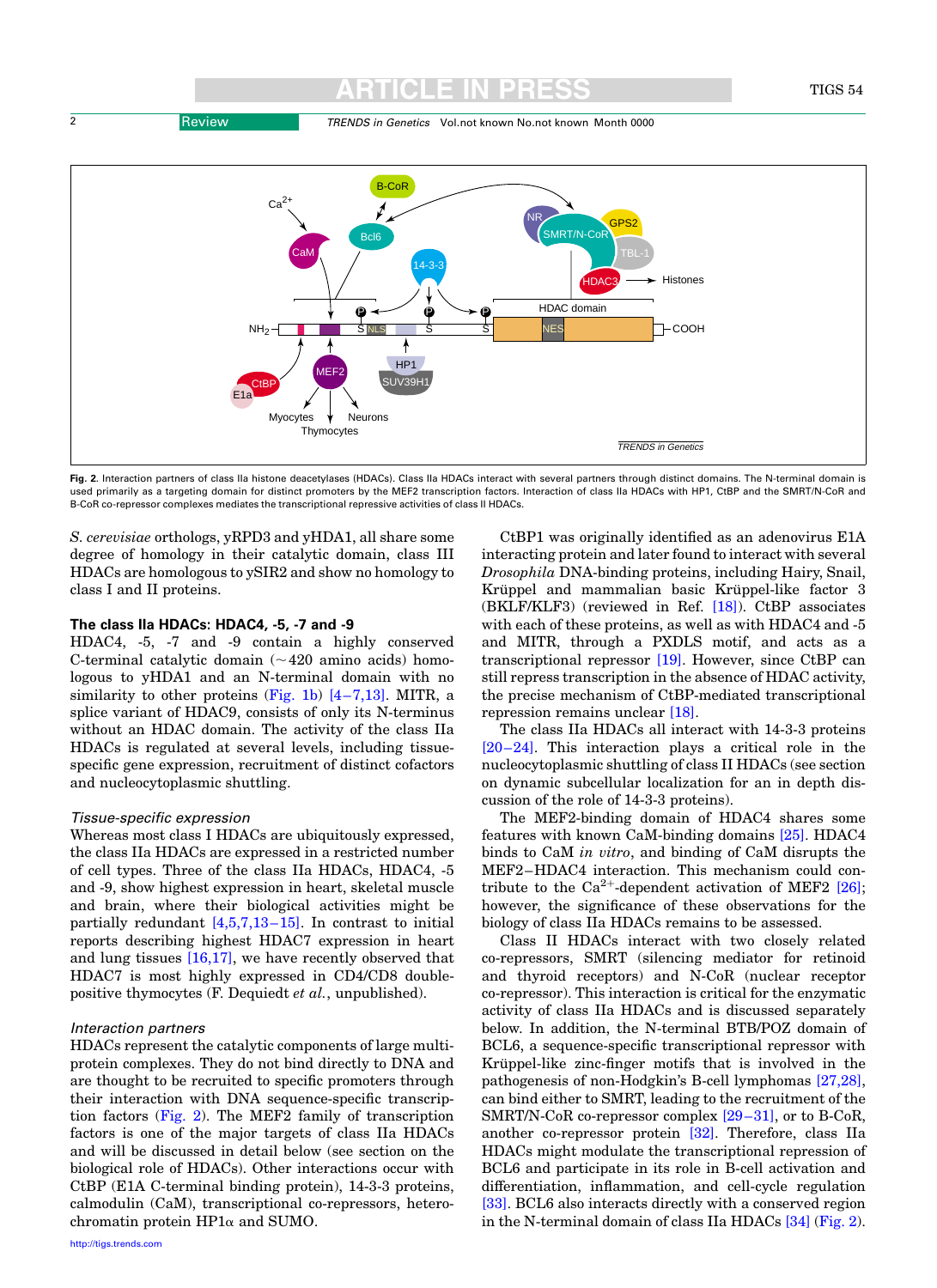Fig. 2. Interaction partners of class IIa histone deacetylases (HDACs). Class IIa HDACs interact with several partners through distinct domains. The N-terminal domain is used primarily as a targeting domain for distinct promoters by the MEF2 transcription factors. Interaction of class IIa HDACs with HP1, CtBP and the SMRT/N-CoR and B-CoR co-repressor complexes mediates the transcriptional repressive activities of class II HDACs.

*S. cerevisiae* orthologs, yRPD3 and yHDA1, all share some degree of homology in their catalytic domain, class III HDACs are homologous to ySIR2 and show no homology to class I and II proteins.

### The class IIa HDACs: HDAC4, -5, -7 and -9

HDAC4, -5, -7 and -9 contain a highly conserved C-terminal catalytic domain (~420 amino acids) homologous to yHDA1 and an N-terminal domain with no similarity to other proteins (Fig. 1b) [4–7,13]. MITR, a splice variant of HDAC9, consists of only its N-terminus without an HDAC domain. The activity of the class IIa HDACs is regulated at several levels, including tissue-specific gene expression, recruitment of distinct cofactors and nucleocytoplasmic shuttling.

#### Tissue-specific expression

Whereas most class I HDACs are ubiquitously expressed, the class IIa HDACs are expressed in a restricted number of cell types. Three of the class IIa HDACs, HDAC4, -5 and -9, show highest expression in heart, skeletal muscle and brain, where their biological activities might be partially redundant [4,5,7,13–15]. In contrast to initial reports describing highest HDAC7 expression in heart and lung tissues [16,17], we have recently observed that HDAC7 is most highly expressed in CD4/CD8 double-positive thymocytes (F. Dequiedt *et al.*, unpublished).

#### Interaction partners

HDACs represent the catalytic components of large multiprotein complexes. They do not bind directly to DNA and are thought to be recruited to specific promoters through their interaction with DNA sequence-specific transcription factors (Fig. 2). The MEF2 family of transcription factors is one of the major targets of class IIa HDACs and will be discussed in detail below (see section on the biological role of HDACs). Other interactions occur with CtBP (E1A C-terminal binding protein), 14-3-3 proteins, calmodulin (CaM), transcriptional co-repressors, heterochromatin protein HP1α and SUMO.

CtBP1 was originally identified as an adenovirus E1A interacting protein and later found to interact with several *Drosophila* DNA-binding proteins, including Hairy, Snail, Krüppel and mammalian basic Krüppel-like factor 3 (BKLF/KLF3) (reviewed in Ref. [18]). CtBP associates with each of these proteins, as well as with HDAC4 and -5 and MITR, through a PXDLS motif, and acts as a transcriptional repressor [19]. However, since CtBP can still repress transcription in the absence of HDAC activity, the precise mechanism of CtBP-mediated transcriptional repression remains unclear [18].

The class IIa HDACs all interact with 14-3-3 proteins [20–24]. This interaction plays a critical role in the nucleocytoplasmic shuttling of class II HDACs (see section on dynamic subcellular localization for an in depth discussion of the role of 14-3-3 proteins).

The MEF2-binding domain of HDAC4 shares some features with known CaM-binding domains [25]. HDAC4 binds to CaM *in vitro*, and binding of CaM disrupts the MEF2–HDAC4 interaction. This mechanism could contribute to the $Ca^{2+}$-dependent activation of MEF2 [26]; however, the significance of these observations for the biology of class IIa HDACs remains to be assessed.

Class II HDACs interact with two closely related co-repressors, SMRT (silencing mediator for retinoid and thyroid receptors) and N-CoR (nuclear receptor co-repressor). This interaction is critical for the enzymatic activity of class IIa HDACs and is discussed separately below. In addition, the N-terminal BTB/POZ domain of BCL6, a sequence-specific transcriptional repressor with Krüppel-like zinc-finger motifs that is involved in the pathogenesis of non-Hodgkin's B-cell lymphomas [27,28], can bind either to SMRT, leading to the recruitment of the SMRT/N-CoR co-repressor complex [29–31], or to B-CoR, another co-repressor protein [32]. Therefore, class IIa HDACs might modulate the transcriptional repression of BCL6 and participate in its role in B-cell activation and differentiation, inflammation, and cell-cycle regulation [33]. BCL6 also interacts directly with a conserved region in the N-terminal domain of class IIa HDACs [34] (Fig. 2).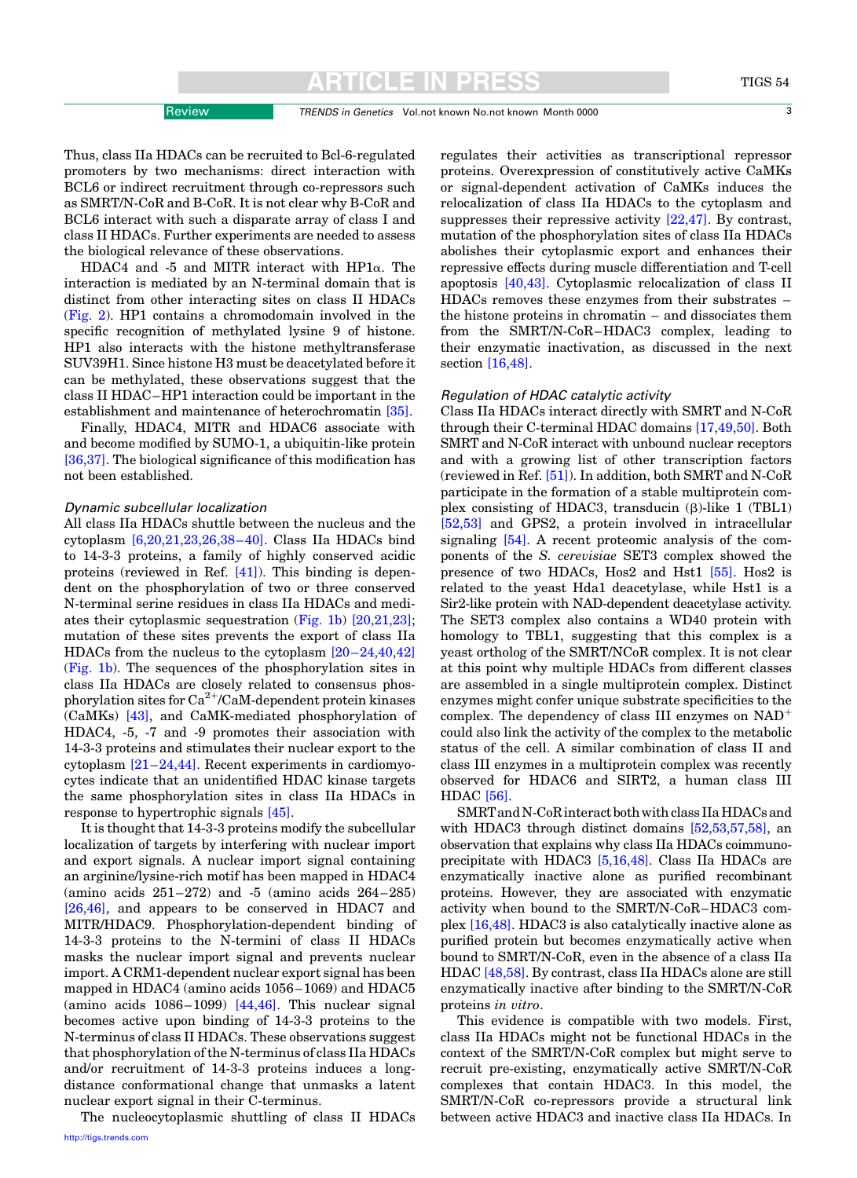Thus, class IIa HDACs can be recruited to Bcl-6-regulated promoters by two mechanisms: direct interaction with BCL6 or indirect recruitment through co-repressors such as SMRT/N-CoR and B-CoR. It is not clear why B-CoR and BCL6 interact with such a disparate array of class I and class II HDACs. Further experiments are needed to assess the biological relevance of these observations.

HDAC4 and -5 and MITR interact with HP1α. The interaction is mediated by an N-terminal domain that is distinct from other interacting sites on class II HDACs (Fig. 2). HP1 contains a chromodomain involved in the specific recognition of methylated lysine 9 of histone. HP1 also interacts with the histone methyltransferase SUV39H1. Since histone H3 must be deacetylated before it can be methylated, these observations suggest that the class II HDAC–HP1 interaction could be important in the establishment and maintenance of heterochromatin [35].

Finally, HDAC4, MITR and HDAC6 associate with and become modified by SUMO-1, a ubiquitin-like protein [36,37]. The biological significance of this modification has not been established.

### *Dynamic subcellular localization*

All class IIa HDACs shuttle between the nucleus and the cytoplasm [6,20,21,23,26,38–40]. Class IIa HDACs bind to 14-3-3 proteins, a family of highly conserved acidic proteins (reviewed in Ref. [41]). This binding is dependent on the phosphorylation of two or three conserved N-terminal serine residues in class IIa HDACs and mediates their cytoplasmic sequestration (Fig. 1b) [20,21,23]; mutation of these sites prevents the export of class IIa HDACs from the nucleus to the cytoplasm [20–24,40,42] (Fig. 1b). The sequences of the phosphorylation sites in class IIa HDACs are closely related to consensus phosphorylation sites for $Ca^{2+}$/CaM-dependent protein kinases (CaMKs) [43], and CaMK-mediated phosphorylation of HDAC4, -5, -7 and -9 promotes their association with 14-3-3 proteins and stimulates their nuclear export to the cytoplasm [21–24,44]. Recent experiments in cardiomyocytes indicate that an unidentified HDAC kinase targets the same phosphorylation sites in class IIa HDACs in response to hypertrophic signals [45].

It is thought that 14-3-3 proteins modify the subcellular localization of targets by interfering with nuclear import and export signals. A nuclear import signal containing an arginine/lysine-rich motif has been mapped in HDAC4 (amino acids 251–272) and -5 (amino acids 264–285) [26,46], and appears to be conserved in HDAC7 and MITR/HDAC9. Phosphorylation-dependent binding of 14-3-3 proteins to the N-termini of class II HDACs masks the nuclear import signal and prevents nuclear import. A CRM1-dependent nuclear export signal has been mapped in HDAC4 (amino acids 1056–1069) and HDAC5 (amino acids 1086–1099) [44,46]. This nuclear signal becomes active upon binding of 14-3-3 proteins to the N-terminus of class II HDACs. These observations suggest that phosphorylation of the N-terminus of class IIa HDACs and/or recruitment of 14-3-3 proteins induces a long-distance conformational change that unmasks a latent nuclear export signal in their C-terminus.

The nucleocytoplasmic shuttling of class II HDACs regulates their activities as transcriptional repressor proteins. Overexpression of constitutively active CaMKs or signal-dependent activation of CaMKs induces the relocalization of class IIa HDACs to the cytoplasm and suppresses their repressive activity [22,47]. By contrast, mutation of the phosphorylation sites of class IIa HDACs abolishes their cytoplasmic export and enhances their repressive effects during muscle differentiation and T-cell apoptosis [40,43]. Cytoplasmic relocalization of class II HDACs removes these enzymes from their substrates – the histone proteins in chromatin – and dissociates them from the SMRT/N-CoR–HDAC3 complex, leading to their enzymatic inactivation, as discussed in the next section [16,48].

### *Regulation of HDAC catalytic activity*

Class IIa HDACs interact directly with SMRT and N-CoR through their C-terminal HDAC domains [17,49,50]. Both SMRT and N-CoR interact with unbound nuclear receptors and with a growing list of other transcription factors (reviewed in Ref. [51]). In addition, both SMRT and N-CoR participate in the formation of a stable multiprotein complex consisting of HDAC3, transducin (β)-like 1 (TBL1) [52,53] and GPS2, a protein involved in intracellular signaling [54]. A recent proteomic analysis of the components of the *S. cerevisiae* SET3 complex showed the presence of two HDACs, Hos2 and Hst1 [55]. Hos2 is related to the yeast Hda1 deacetylase, while Hst1 is a Sir2-like protein with NAD-dependent deacetylase activity. The SET3 complex also contains a WD40 protein with homology to TBL1, suggesting that this complex is a yeast ortholog of the SMRT/NCoR complex. It is not clear at this point why multiple HDACs from different classes are assembled in a single multiprotein complex. Distinct enzymes might confer unique substrate specificities to the complex. The dependency of class III enzymes on $NAD^{+}$ could also link the activity of the complex to the metabolic status of the cell. A similar combination of class II and class III enzymes in a multiprotein complex was recently observed for HDAC6 and SIRT2, a human class III HDAC [56].

SMRT and N-CoR interact both with class IIa HDACs and with HDAC3 through distinct domains [52,53,57,58], an observation that explains why class IIa HDACs coimmunoprecipitate with HDAC3 [5,16,48]. Class IIa HDACs are enzymatically inactive alone as purified recombinant proteins. However, they are associated with enzymatic activity when bound to the SMRT/N-CoR–HDAC3 complex [16,48]. HDAC3 is also catalytically inactive alone as purified protein but becomes enzymatically active when bound to SMRT/N-CoR, even in the absence of a class IIa HDAC [48,58]. By contrast, class IIa HDACs alone are still enzymatically inactive after binding to the SMRT/N-CoR proteins *in vitro*.

This evidence is compatible with two models. First, class IIa HDACs might not be functional HDACs in the context of the SMRT/N-CoR complex but might serve to recruit pre-existing, enzymatically active SMRT/N-CoR complexes that contain HDAC3. In this model, the SMRT/N-CoR co-repressors provide a structural link between active HDAC3 and inactive class IIa HDACs. In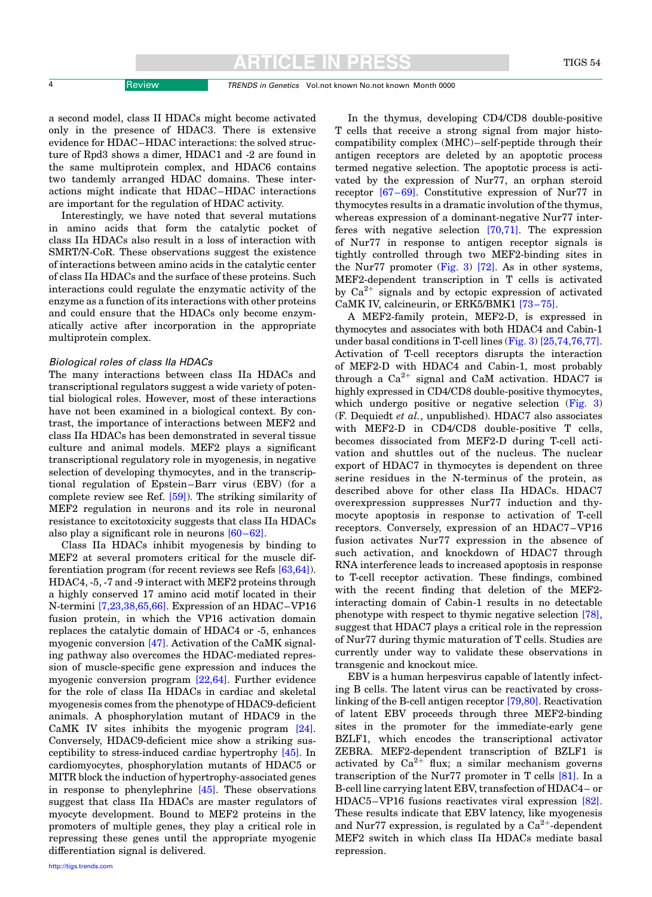a second model, class II HDACs might become activated only in the presence of HDAC3. There is extensive evidence for HDAC–HDAC interactions: the solved structure of Rpd3 shows a dimer, HDAC1 and -2 are found in the same multiprotein complex, and HDAC6 contains two tandemly arranged HDAC domains. These interactions might indicate that HDAC–HDAC interactions are important for the regulation of HDAC activity.

Interestingly, we have noted that several mutations in amino acids that form the catalytic pocket of class IIa HDACs also result in a loss of interaction with SMRT/N-CoR. These observations suggest the existence of interactions between amino acids in the catalytic center of class IIa HDACs and the surface of these proteins. Such interactions could regulate the enzymatic activity of the enzyme as a function of its interactions with other proteins and could ensure that the HDACs only become enzymatically active after incorporation in the appropriate multiprotein complex.

### Biological roles of class IIa HDACs

The many interactions between class IIa HDACs and transcriptional regulators suggest a wide variety of potential biological roles. However, most of these interactions have not been examined in a biological context. By contrast, the importance of interactions between MEF2 and class IIa HDACs has been demonstrated in several tissue culture and animal models. MEF2 plays a significant transcriptional regulatory role in myogenesis, in negative selection of developing thymocytes, and in the transcriptional regulation of Epstein–Barr virus (EBV) (for a complete review see Ref. [59]). The striking similarity of MEF2 regulation in neurons and its role in neuronal resistance to excitotoxicity suggests that class IIa HDACs also play a significant role in neurons [60–62].

Class IIa HDACs inhibit myogenesis by binding to MEF2 at several promoters critical for the muscle differentiation program (for recent reviews see Refs [63,64]). HDAC4, -5, -7 and -9 interact with MEF2 proteins through a highly conserved 17 amino acid motif located in their N-termini [7,23,38,65,66]. Expression of an HDAC–VP16 fusion protein, in which the VP16 activation domain replaces the catalytic domain of HDAC4 or -5, enhances myogenic conversion [47]. Activation of the CaMK signaling pathway also overcomes the HDAC-mediated repression of muscle-specific gene expression and induces the myogenic conversion program [22,64]. Further evidence for the role of class IIa HDACs in cardiac and skeletal myogenesis comes from the phenotype of HDAC9-deficient animals. A phosphorylation mutant of HDAC9 in the CaMK IV sites inhibits the myogenic program [24]. Conversely, HDAC9-deficient mice show a striking susceptibility to stress-induced cardiac hypertrophy [45]. In cardiomyocytes, phosphorylation mutants of HDAC5 or MITR block the induction of hypertrophy-associated genes in response to phenylephrine [45]. These observations suggest that class IIa HDACs are master regulators of myocyte development. Bound to MEF2 proteins in the promoters of multiple genes, they play a critical role in repressing these genes until the appropriate myogenic differentiation signal is delivered.

In the thymus, developing CD4/CD8 double-positive T cells that receive a strong signal from major histocompatibility complex (MHC)–self-peptide through their antigen receptors are deleted by an apoptotic process termed negative selection. The apoptotic process is activated by the expression of Nur77, an orphan steroid receptor [67–69]. Constitutive expression of Nur77 in thymocytes results in a dramatic involution of the thymus, whereas expression of a dominant-negative Nur77 interferes with negative selection [70,71]. The expression of Nur77 in response to antigen receptor signals is tightly controlled through two MEF2-binding sites in the Nur77 promoter (Fig. 3) [72]. As in other systems, MEF2-dependent transcription in T cells is activated by $Ca^{2+}$ signals and by ectopic expression of activated CaMK IV, calcineurin, or ERK5/BMK1 [73–75].

A MEF2-family protein, MEF2-D, is expressed in thymocytes and associates with both HDAC4 and Cabin-1 under basal conditions in T-cell lines (Fig. 3) [25,74,76,77]. Activation of T-cell receptors disrupts the interaction of MEF2-D with HDAC4 and Cabin-1, most probably through a $Ca^{2+}$ signal and CaM activation. HDAC7 is highly expressed in CD4/CD8 double-positive thymocytes, which undergo positive or negative selection (Fig. 3) (F. Dequiedt *et al.*, unpublished). HDAC7 also associates with MEF2-D in CD4/CD8 double-positive T cells, becomes dissociated from MEF2-D during T-cell activation and shuttles out of the nucleus. The nuclear export of HDAC7 in thymocytes is dependent on three serine residues in the N-terminus of the protein, as described above for other class IIa HDACs. HDAC7 overexpression suppresses Nur77 induction and thymocyte apoptosis in response to activation of T-cell receptors. Conversely, expression of an HDAC7–VP16 fusion activates Nur77 expression in the absence of such activation, and knockdown of HDAC7 through RNA interference leads to increased apoptosis in response to T-cell receptor activation. These findings, combined with the recent finding that deletion of the MEF2-interacting domain of Cabin-1 results in no detectable phenotype with respect to thymic negative selection [78], suggest that HDAC7 plays a critical role in the repression of Nur77 during thymic maturation of T cells. Studies are currently under way to validate these observations in transgenic and knockout mice.

EBV is a human herpesvirus capable of latently infecting B cells. The latent virus can be reactivated by cross-linking of the B-cell antigen receptor [79,80]. Reactivation of latent EBV proceeds through three MEF2-binding sites in the promoter for the immediate-early gene BZLF1, which encodes the transcriptional activator ZEBRA. MEF2-dependent transcription of BZLF1 is activated by $Ca^{2+}$ flux; a similar mechanism governs transcription of the Nur77 promoter in T cells [81]. In a B-cell line carrying latent EBV, transfection of HDAC4– or HDAC5–VP16 fusions reactivates viral expression [82]. These results indicate that EBV latency, like myogenesis and Nur77 expression, is regulated by a $Ca^{2+}$-dependent MEF2 switch in which class IIa HDACs mediate basal repression.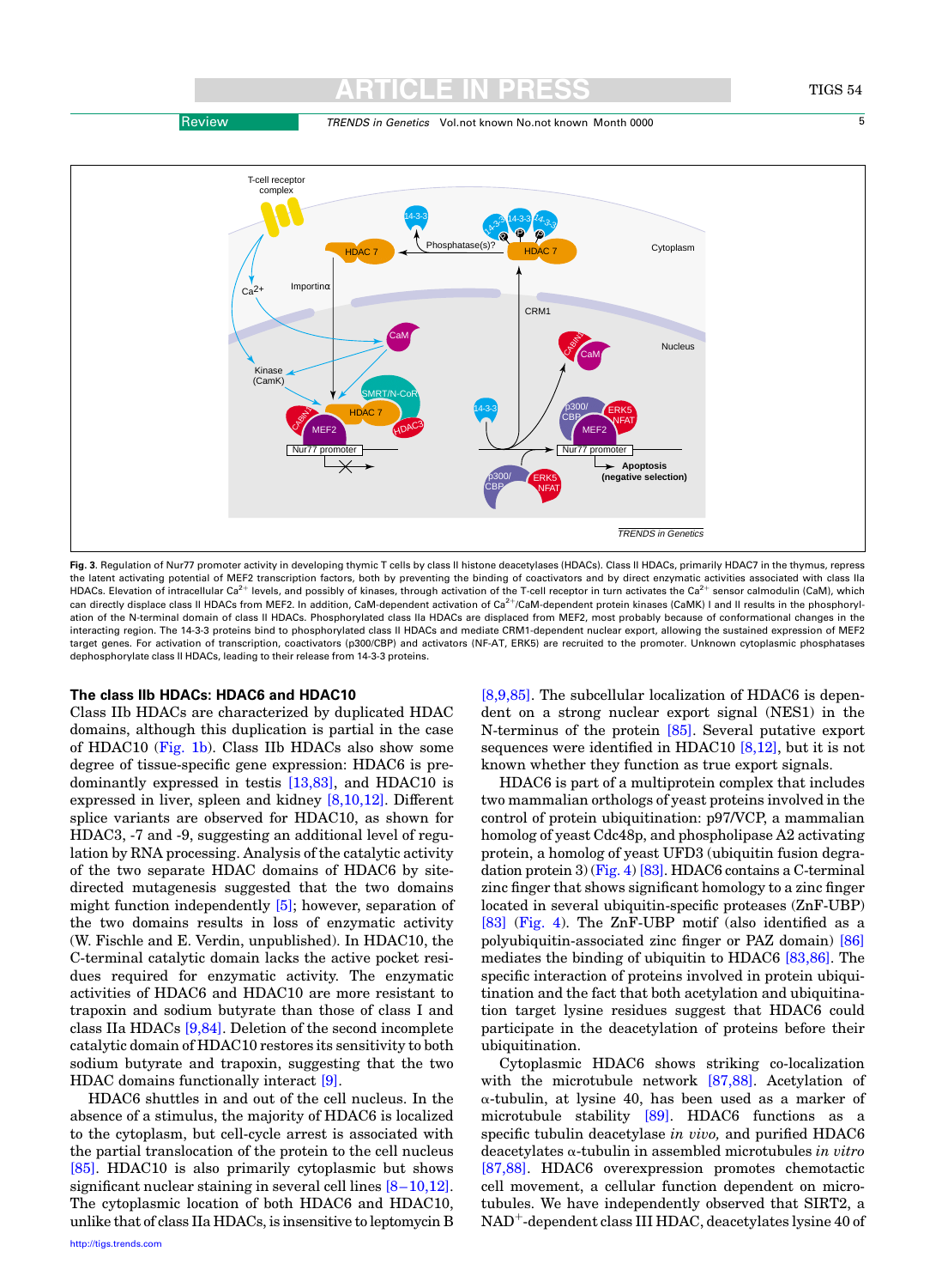**Fig. 3**. Regulation of Nur77 promoter activity in developing thymic T cells by class II histone deacetylases (HDACs). Class II HDACs, primarily HDAC7 in the thymus, repress the latent activating potential of MEF2 transcription factors, both by preventing the binding of coactivators and by direct enzymatic activities associated with class IIa HDACs. Elevation of intracellular $Ca^{2+}$ levels, and possibly of kinases, through activation of the T-cell receptor in turn activates the $Ca^{2+}$ sensor calmodulin (CaM), which can directly displace class II HDACs from MEF2. In addition, CaM-dependent activation of $Ca^{2+}$/CaM-dependent protein kinases (CaMK) I and II results in the phosphorylation of the N-terminal domain of class II HDACs. Phosphorylated class IIa HDACs are displaced from MEF2, most probably because of conformational changes in the interacting region. The 14-3-3 proteins bind to phosphorylated class II HDACs and mediate CRM1-dependent nuclear export, allowing the sustained expression of MEF2 target genes. For activation of transcription, coactivators (p300/CBP) and activators (NF-AT, ERK5) are recruited to the promoter. Unknown cytoplasmic phosphatases dephosphorylate class II HDACs, leading to their release from 14-3-3 proteins.

### The class IIb HDACs: HDAC6 and HDAC10

Class IIb HDACs are characterized by duplicated HDAC domains, although this duplication is partial in the case of HDAC10 (Fig. 1b). Class IIb HDACs also show some degree of tissue-specific gene expression: HDAC6 is predominantly expressed in testis [13,83], and HDAC10 is expressed in liver, spleen and kidney [8,10,12]. Different splice variants are observed for HDAC10, as shown for HDAC3, -7 and -9, suggesting an additional level of regulation by RNA processing. Analysis of the catalytic activity of the two separate HDAC domains of HDAC6 by site-directed mutagenesis suggested that the two domains might function independently [5]; however, separation of the two domains results in loss of enzymatic activity (W. Fischle and E. Verdin, unpublished). In HDAC10, the C-terminal catalytic domain lacks the active pocket residues required for enzymatic activity. The enzymatic activities of HDAC6 and HDAC10 are more resistant to trapoxin and sodium butyrate than those of class I and class IIa HDACs [9,84]. Deletion of the second incomplete catalytic domain of HDAC10 restores its sensitivity to both sodium butyrate and trapoxin, suggesting that the two HDAC domains functionally interact [9].

HDAC6 shuttles in and out of the cell nucleus. In the absence of a stimulus, the majority of HDAC6 is localized to the cytoplasm, but cell-cycle arrest is associated with the partial translocation of the protein to the cell nucleus [85]. HDAC10 is also primarily cytoplasmic but shows significant nuclear staining in several cell lines [8–10,12]. The cytoplasmic location of both HDAC6 and HDAC10, unlike that of class IIa HDACs, is insensitive to leptomycin B [8,9,85]. The subcellular localization of HDAC6 is dependent on a strong nuclear export signal (NES1) in the N-terminus of the protein [85]. Several putative export sequences were identified in HDAC10 [8,12], but it is not known whether they function as true export signals.

HDAC6 is part of a multiprotein complex that includes two mammalian orthologs of yeast proteins involved in the control of protein ubiquitination: p97/VCP, a mammalian homolog of yeast Cdc48p, and phospholipase A2 activating protein, a homolog of yeast UFD3 (ubiquitin fusion degradation protein 3) (Fig. 4) [83]. HDAC6 contains a C-terminal zinc finger that shows significant homology to a zinc finger located in several ubiquitin-specific proteases (ZnF-UBP) [83] (Fig. 4). The ZnF-UBP motif (also identified as a polyubiquitin-associated zinc finger or PAZ domain) [86] mediates the binding of ubiquitin to HDAC6 [83,86]. The specific interaction of proteins involved in protein ubiquitination and the fact that both acetylation and ubiquitination target lysine residues suggest that HDAC6 could participate in the deacetylation of proteins before their ubiquitination.

Cytoplasmic HDAC6 shows striking co-localization with the microtubule network [87,88]. Acetylation of α-tubulin, at lysine 40, has been used as a marker of microtubule stability [89]. HDAC6 functions as a specific tubulin deacetylase *in vivo,* and purified HDAC6 deacetylates α-tubulin in assembled microtubules *in vitro* [87,88]. HDAC6 overexpression promotes chemotactic cell movement, a cellular function dependent on microtubules. We have independently observed that SIRT2, a $NAD^+$-dependent class III HDAC, deacetylates lysine 40 of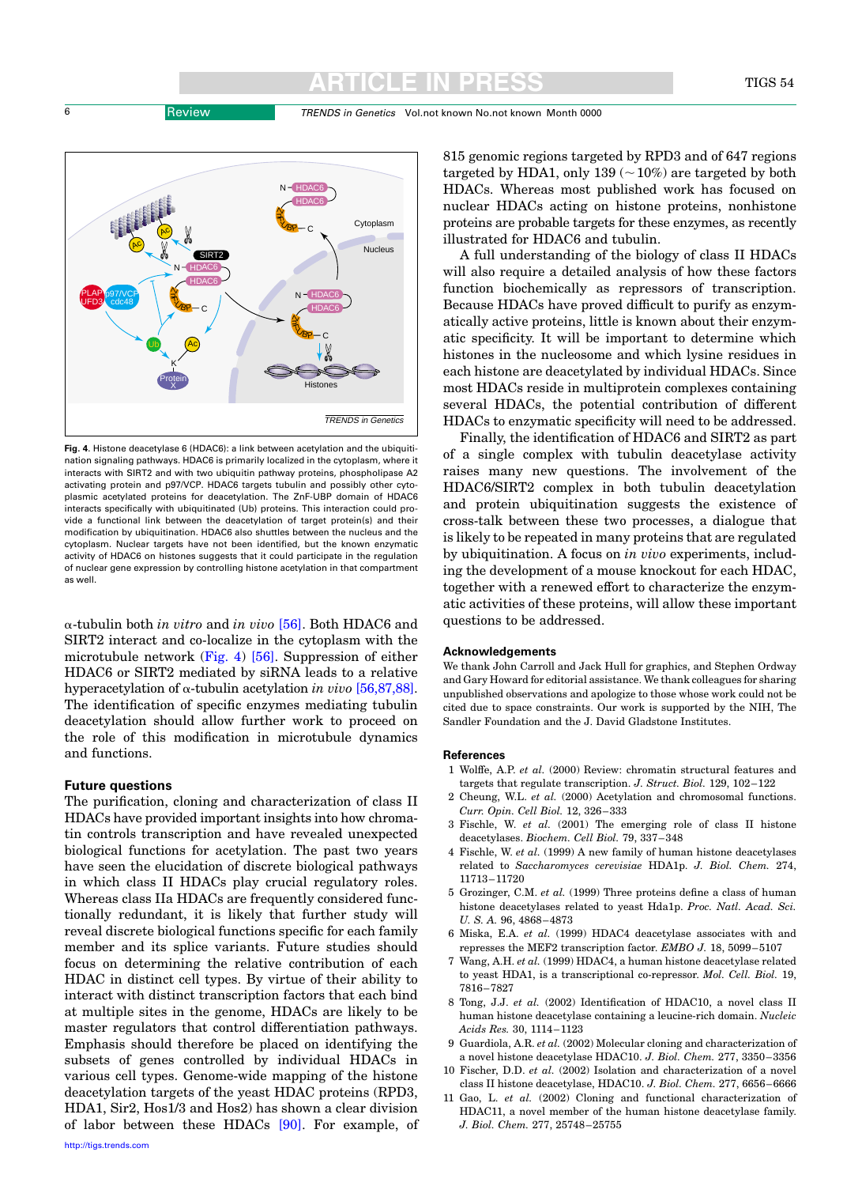N HDAC6 HDAC6 ZnF-UBP C

Cytoplasm

Nucleus

Ac Ac Ac

SIRT2

N HDAC6 HDAC6 ZnF-UBP C

PLAP UFD3 p97/VCP cdc48

Ub Ac K Protein X

N HDAC6 HDAC6 ZnF-UBP C

Histones

TRENDS in Genetics

**Fig. 4.** Histone deacetylase 6 (HDAC6): a link between acetylation and the ubiquitination signaling pathways. HDAC6 is primarily localized in the cytoplasm, where it interacts with SIRT2 and with two ubiquitin pathway proteins, phospholipase A2 activating protein and p97/VCP. HDAC6 targets tubulin and possibly other cytoplasmic acetylated proteins for deacetylation. The ZnF-UBP domain of HDAC6 interacts specifically with ubiquitinated (Ub) proteins. This interaction could provide a functional link between the deacetylation of target protein(s) and their modification by ubiquitination. HDAC6 also shuttles between the nucleus and the cytoplasm. Nuclear targets have not been identified, but the known enzymatic activity of HDAC6 on histones suggests that it could participate in the regulation of nuclear gene expression by controlling histone acetylation in that compartment as well.

α-tubulin both *in vitro* and *in vivo* [56]. Both HDAC6 and SIRT2 interact and co-localize in the cytoplasm with the microtubule network (Fig. 4) [56]. Suppression of either HDAC6 or SIRT2 mediated by siRNA leads to a relative hyperacetylation of α-tubulin acetylation *in vivo* [56,87,88]. The identification of specific enzymes mediating tubulin deacetylation should allow further work to proceed on the role of this modification in microtubule dynamics and functions.

## Future questions

The purification, cloning and characterization of class II HDACs have provided important insights into how chromatin controls transcription and have revealed unexpected biological functions for acetylation. The past two years have seen the elucidation of discrete biological pathways in which class II HDACs play crucial regulatory roles. Whereas class IIa HDACs are frequently considered functionally redundant, it is likely that further study will reveal discrete biological functions specific for each family member and its splice variants. Future studies should focus on determining the relative contribution of each HDAC in distinct cell types. By virtue of their ability to interact with distinct transcription factors that each bind at multiple sites in the genome, HDACs are likely to be master regulators that control differentiation pathways. Emphasis should therefore be placed on identifying the subsets of genes controlled by individual HDACs in various cell types. Genome-wide mapping of the histone deacetylation targets of the yeast HDAC proteins (RPD3, HDA1, Sir2, Hos1/3 and Hos2) has shown a clear division of labor between these HDACs [90]. For example, of 815 genomic regions targeted by RPD3 and of 647 regions targeted by HDA1, only 139 (~10%) are targeted by both HDACs. Whereas most published work has focused on nuclear HDACs acting on histone proteins, nonhistone proteins are probable targets for these enzymes, as recently illustrated for HDAC6 and tubulin.

A full understanding of the biology of class II HDACs will also require a detailed analysis of how these factors function biochemically as repressors of transcription. Because HDACs have proved difficult to purify as enzymatically active proteins, little is known about their enzymatic specificity. It will be important to determine which histones in the nucleosome and which lysine residues in each histone are deacetylated by individual HDACs. Since most HDACs reside in multiprotein complexes containing several HDACs, the potential contribution of different HDACs to enzymatic specificity will need to be addressed.

Finally, the identification of HDAC6 and SIRT2 as part of a single complex with tubulin deacetylase activity raises many new questions. The involvement of the HDAC6/SIRT2 complex in both tubulin deacetylation and protein ubiquitination suggests the existence of cross-talk between these two processes, a dialogue that is likely to be repeated in many proteins that are regulated by ubiquitination. A focus on *in vivo* experiments, including the development of a mouse knockout for each HDAC, together with a renewed effort to characterize the enzymatic activities of these proteins, will allow these important questions to be addressed.

### Acknowledgements

We thank John Carroll and Jack Hull for graphics, and Stephen Ordway and Gary Howard for editorial assistance. We thank colleagues for sharing unpublished observations and apologize to those whose work could not be cited due to space constraints. Our work is supported by the NIH, The Sandler Foundation and the J. David Gladstone Institutes.

### References

1 Wolffe, A.P. *et al.* (2000) Review: chromatin structural features and targets that regulate transcription. *J. Struct. Biol.* 129, 102–122

2 Cheung, W.L. *et al.* (2000) Acetylation and chromosomal functions. *Curr. Opin. Cell Biol.* 12, 326–333

3 Fischle, W. *et al.* (2001) The emerging role of class II histone deacetylases. *Biochem. Cell Biol.* 79, 337–348

4 Fischle, W. *et al.* (1999) A new family of human histone deacetylases related to *Saccharomyces cerevisiae* HDA1p. *J. Biol. Chem.* 274, 11713–11720

5 Grozinger, C.M. *et al.* (1999) Three proteins define a class of human histone deacetylases related to yeast Hda1p. *Proc. Natl. Acad. Sci. U. S. A.* 96, 4868–4873

6 Miska, E.A. *et al.* (1999) HDAC4 deacetylase associates with and represses the MEF2 transcription factor. *EMBO J.* 18, 5099–5107

7 Wang, A.H. *et al.* (1999) HDAC4, a human histone deacetylase related to yeast HDA1, is a transcriptional co-repressor. *Mol. Cell. Biol.* 19, 7816–7827

8 Tong, J.J. *et al.* (2002) Identification of HDAC10, a novel class II human histone deacetylase containing a leucine-rich domain. *Nucleic Acids Res.* 30, 1114–1123

9 Guardiola, A.R. *et al.* (2002) Molecular cloning and characterization of a novel histone deacetylase HDAC10. *J. Biol. Chem.* 277, 3350–3356

10 Fischer, D.D. *et al.* (2002) Isolation and characterization of a novel class II histone deacetylase, HDAC10. *J. Biol. Chem.* 277, 6656–6666

11 Gao, L. *et al.* (2002) Cloning and functional characterization of HDAC11, a novel member of the human histone deacetylase family. *J. Biol. Chem.* 277, 25748–25755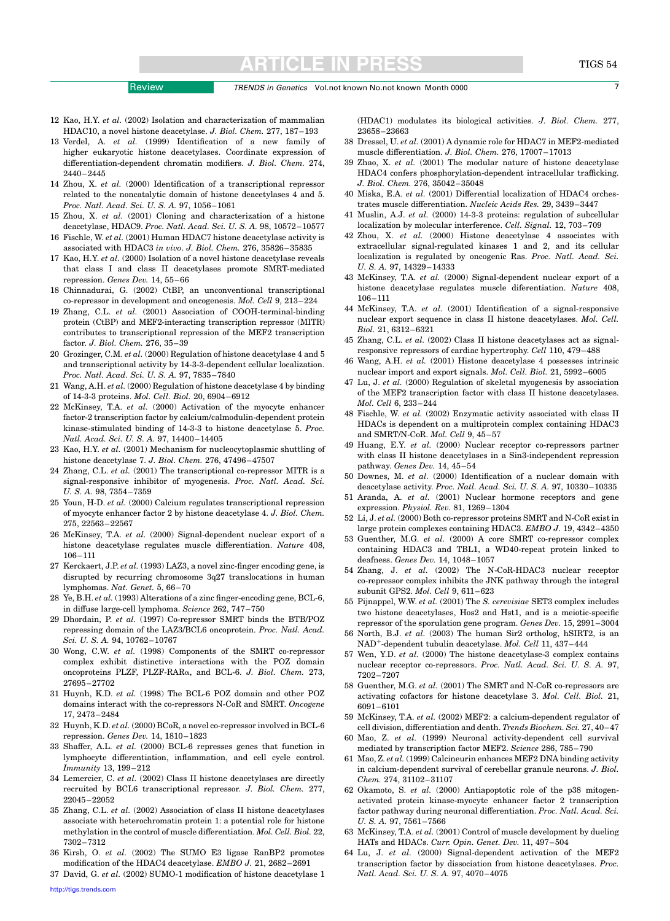12 Kao, H.Y. *et al.* (2002) Isolation and characterization of mammalian HDAC10, a novel histone deacetylase. *J. Biol. Chem.* 277, 187–193

13 Verdel, A. *et al.* (1999) Identification of a new family of higher eukaryotic histone deacetylases. Coordinate expression of differentiation-dependent chromatin modifiers. *J. Biol. Chem.* 274, 2440–2445

14 Zhou, X. *et al.* (2000) Identification of a transcriptional repressor related to the noncatalytic domain of histone deacetylases 4 and 5. *Proc. Natl. Acad. Sci. U. S. A.* 97, 1056–1061

15 Zhou, X. *et al.* (2001) Cloning and characterization of a histone deacetylase, HDAC9. *Proc. Natl. Acad. Sci. U. S. A.* 98, 10572–10577

16 Fischle, W. *et al.* (2001) Human HDAC7 histone deacetylase activity is associated with HDAC3 *in vivo*. *J. Biol. Chem.* 276, 35826–35835

17 Kao, H.Y. *et al.* (2000) Isolation of a novel histone deacetylase reveals that class I and class II deacetylases promote SMRT-mediated repression. *Genes Dev.* 14, 55–66

18 Chinnadurai, G. (2002) CtBP, an unconventional transcriptional co-repressor in development and oncogenesis. *Mol. Cell* 9, 213–224

19 Zhang, C.L. *et al.* (2001) Association of COOH-terminal-binding protein (CtBP) and MEF2-interacting transcription repressor (MITR) contributes to transcriptional repression of the MEF2 transcription factor. *J. Biol. Chem.* 276, 35–39

20 Grozinger, C.M. *et al.* (2000) Regulation of histone deacetylase 4 and 5 and transcriptional activity by 14-3-3-dependent cellular localization. *Proc. Natl. Acad. Sci. U. S. A.* 97, 7835–7840

21 Wang, A.H. *et al.* (2000) Regulation of histone deacetylase 4 by binding of 14-3-3 proteins. *Mol. Cell. Biol.* 20, 6904–6912

22 McKinsey, T.A. *et al.* (2000) Activation of the myocyte enhancer factor-2 transcription factor by calcium/calmodulin-dependent protein kinase-stimulated binding of 14-3-3 to histone deacetylase 5. *Proc. Natl. Acad. Sci. U. S. A.* 97, 14400–14405

23 Kao, H.Y. *et al.* (2001) Mechanism for nucleocytoplasmic shuttling of histone deacetylase 7. *J. Biol. Chem.* 276, 47496–47507

24 Zhang, C.L. *et al.* (2001) The transcriptional co-repressor MITR is a signal-responsive inhibitor of myogenesis. *Proc. Natl. Acad. Sci. U. S. A.* 98, 7354–7359

25 Youn, H-D. *et al.* (2000) Calcium regulates transcriptional repression of myocyte enhancer factor 2 by histone deacetylase 4. *J. Biol. Chem.* 275, 22563–22567

26 McKinsey, T.A. *et al.* (2000) Signal-dependent nuclear export of a histone deacetylase regulates muscle differentiation. *Nature* 408, 106–111

27 Kerckaert, J.P. *et al.* (1993) LAZ3, a novel zinc-finger encoding gene, is disrupted by recurring chromosome 3q27 translocations in human lymphomas. *Nat. Genet.* 5, 66–70

28 Ye, B.H. *et al.* (1993) Alterations of a zinc finger-encoding gene, BCL-6, in diffuse large-cell lymphoma. *Science* 262, 747–750

29 Dhordain, P. *et al.* (1997) Co-repressor SMRT binds the BTB/POZ repressing domain of the LAZ3/BCL6 oncoprotein. *Proc. Natl. Acad. Sci. U. S. A.* 94, 10762–10767

30 Wong, C.W. *et al.* (1998) Components of the SMRT co-repressor complex exhibit distinctive interactions with the POZ domain oncoproteins PLZF, PLZF-RARα, and BCL-6. *J. Biol. Chem.* 273, 27695–27702

31 Huynh, K.D. *et al.* (1998) The BCL-6 POZ domain and other POZ domains interact with the co-repressors N-CoR and SMRT. *Oncogene* 17, 2473–2484

32 Huynh, K.D. *et al.* (2000) BCoR, a novel co-repressor involved in BCL-6 repression. *Genes Dev.* 14, 1810–1823

33 Shaffer, A.L. *et al.* (2000) BCL-6 represses genes that function in lymphocyte differentiation, inflammation, and cell cycle control. *Immunity* 13, 199–212

34 Lemercier, C. *et al.* (2002) Class II histone deacetylases are directly recruited by BCL6 transcriptional repressor. *J. Biol. Chem.* 277, 22045–22052

35 Zhang, C.L. *et al.* (2002) Association of class II histone deacetylases associate with heterochromatin protein 1: a potential role for histone methylation in the control of muscle differentiation. *Mol. Cell. Biol.* 22, 7302–7312

36 Kirsh, O. *et al.* (2002) The SUMO E3 ligase RanBP2 promotes modification of the HDAC4 deacetylase. *EMBO J.* 21, 2682–2691

37 David, G. *et al.* (2002) SUMO-1 modification of histone deacetylase 1 (HDAC1) modulates its biological activities. *J. Biol. Chem.* 277, 23658–23663

38 Dressel, U. *et al.* (2001) A dynamic role for HDAC7 in MEF2-mediated muscle differentiation. *J. Biol. Chem.* 276, 17007–17013

39 Zhao, X. *et al.* (2001) The modular nature of histone deacetylase HDAC4 confers phosphorylation-dependent intracellular trafficking. *J. Biol. Chem.* 276, 35042–35048

40 Miska, E.A. *et al.* (2001) Differential localization of HDAC4 orchestrates muscle differentiation. *Nucleic Acids Res.* 29, 3439–3447

41 Muslin, A.J. *et al.* (2000) 14-3-3 proteins: regulation of subcellular localization by molecular interference. *Cell. Signal.* 12, 703–709

42 Zhou, X. *et al.* (2000) Histone deacetylase 4 associates with extracellular signal-regulated kinases 1 and 2, and its cellular localization is regulated by oncogenic Ras. *Proc. Natl. Acad. Sci. U. S. A.* 97, 14329–14333

43 McKinsey, T.A. *et al.* (2000) Signal-dependent nuclear export of a histone deacetylase regulates muscle diferentiation. *Nature* 408, 106–111

44 McKinsey, T.A. *et al.* (2001) Identification of a signal-responsive nuclear export sequence in class II histone deacetylases. *Mol. Cell. Biol.* 21, 6312–6321

45 Zhang, C.L. *et al.* (2002) Class II histone deacetylases act as signal-responsive repressors of cardiac hypertrophy. *Cell* 110, 479–488

46 Wang, A.H. *et al.* (2001) Histone deacetylase 4 possesses intrinsic nuclear import and export signals. *Mol. Cell. Biol.* 21, 5992–6005

47 Lu, J. *et al.* (2000) Regulation of skeletal myogenesis by association of the MEF2 transcription factor with class II histone deacetylases. *Mol. Cell* 6, 233–244

48 Fischle, W. *et al.* (2002) Enzymatic activity associated with class II HDACs is dependent on a multiprotein complex containing HDAC3 and SMRT/N-CoR. *Mol. Cell* 9, 45–57

49 Huang, E.Y. *et al.* (2000) Nuclear receptor co-repressors partner with class II histone deacetylases in a Sin3-independent repression pathway. *Genes Dev.* 14, 45–54

50 Downes, M. *et al.* (2000) Identification of a nuclear domain with deacetylase activity. *Proc. Natl. Acad. Sci. U. S. A.* 97, 10330–10335

51 Aranda, A. *et al.* (2001) Nuclear hormone receptors and gene expression. *Physiol. Rev.* 81, 1269–1304

52 Li, J. *et al.* (2000) Both co-repressor proteins SMRT and N-CoR exist in large protein complexes containing HDAC3. *EMBO J.* 19, 4342–4350

53 Guenther, M.G. *et al.* (2000) A core SMRT co-repressor complex containing HDAC3 and TBL1, a WD40-repeat protein linked to deafness. *Genes Dev.* 14, 1048–1057

54 Zhang, J. *et al.* (2002) The N-CoR-HDAC3 nuclear receptor co-repressor complex inhibits the JNK pathway through the integral subunit GPS2. *Mol. Cell* 9, 611–623

55 Pijnappel, W.W. *et al.* (2001) The *S. cerevisiae* SET3 complex includes two histone deacetylases, Hos2 and Hst1, and is a meiotic-specific repressor of the sporulation gene program. *Genes Dev.* 15, 2991–3004

56 North, B.J. *et al.* (2003) The human Sir2 ortholog, hSIRT2, is an $NAD^+$-dependent tubulin deacetylase. *Mol. Cell* 11, 437–444

57 Wen, Y.D. *et al.* (2000) The histone deacetylase-3 complex contains nuclear receptor co-repressors. *Proc. Natl. Acad. Sci. U. S. A.* 97, 7202–7207

58 Guenther, M.G. *et al.* (2001) The SMRT and N-CoR co-repressors are activating cofactors for histone deacetylase 3. *Mol. Cell. Biol.* 21, 6091–6101

59 McKinsey, T.A. *et al.* (2002) MEF2: a calcium-dependent regulator of cell division, differentiation and death. *Trends Biochem. Sci.* 27, 40–47

60 Mao, Z. *et al.* (1999) Neuronal activity-dependent cell survival mediated by transcription factor MEF2. *Science* 286, 785–790

61 Mao, Z. *et al.* (1999) Calcineurin enhances MEF2 DNA binding activity in calcium-dependent survival of cerebellar granule neurons. *J. Biol. Chem.* 274, 31102–31107

62 Okamoto, S. *et al.* (2000) Antiapoptotic role of the p38 mitogen-activated protein kinase-myocyte enhancer factor 2 transcription factor pathway during neuronal differentiation. *Proc. Natl. Acad. Sci. U. S. A.* 97, 7561–7566

63 McKinsey, T.A. *et al.* (2001) Control of muscle development by dueling HATs and HDACs. *Curr. Opin. Genet. Dev.* 11, 497–504

64 Lu, J. *et al.* (2000) Signal-dependent activation of the MEF2 transcription factor by dissociation from histone deacetylases. *Proc. Natl. Acad. Sci. U. S. A.* 97, 4070–4075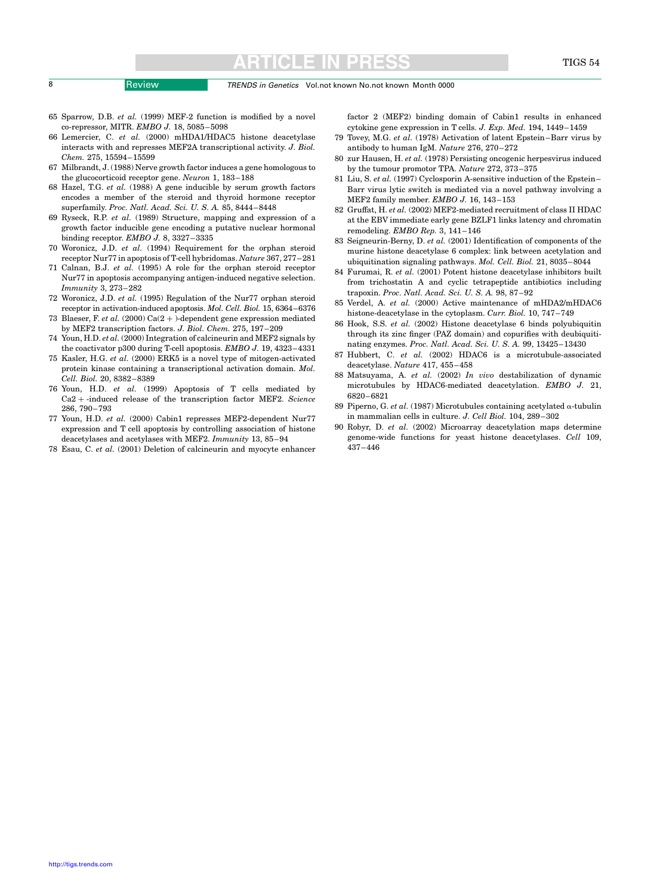65 Sparrow, D.B. *et al.* (1999) MEF-2 function is modified by a novel co-repressor, MITR. *EMBO J.* 18, 5085–5098

66 Lemercier, C. *et al.* (2000) mHDA1/HDAC5 histone deacetylase interacts with and represses MEF2A transcriptional activity. *J. Biol. Chem.* 275, 15594–15599

67 Milbrandt, J. (1988) Nerve growth factor induces a gene homologous to the glucocorticoid receptor gene. *Neuron* 1, 183–188

68 Hazel, T.G. *et al.* (1988) A gene inducible by serum growth factors encodes a member of the steroid and thyroid hormone receptor superfamily. *Proc. Natl. Acad. Sci. U. S. A.* 85, 8444–8448

69 Ryseck, R.P. *et al.* (1989) Structure, mapping and expression of a growth factor inducible gene encoding a putative nuclear hormonal binding receptor. *EMBO J.* 8, 3327–3335

70 Woronicz, J.D. *et al.* (1994) Requirement for the orphan steroid receptor Nur77 in apoptosis of T-cell hybridomas. *Nature* 367, 277–281

71 Calnan, B.J. *et al.* (1995) A role for the orphan steroid receptor Nur77 in apoptosis accompanying antigen-induced negative selection. *Immunity* 3, 273–282

72 Woronicz, J.D. *et al.* (1995) Regulation of the Nur77 orphan steroid receptor in activation-induced apoptosis. *Mol. Cell. Biol.* 15, 6364–6376

73 Blaeser, F. *et al.* (2000) Ca(2 + )-dependent gene expression mediated by MEF2 transcription factors. *J. Biol. Chem.* 275, 197–209

74 Youn, H.D. *et al.* (2000) Integration of calcineurin and MEF2 signals by the coactivator p300 during T-cell apoptosis. *EMBO J.* 19, 4323–4331

75 Kasler, H.G. *et al.* (2000) ERK5 is a novel type of mitogen-activated protein kinase containing a transcriptional activation domain. *Mol. Cell. Biol.* 20, 8382–8389

76 Youn, H.D. *et al.* (1999) Apoptosis of T cells mediated by Ca2 + -induced release of the transcription factor MEF2. *Science* 286, 790–793

77 Youn, H.D. *et al.* (2000) Cabin1 represses MEF2-dependent Nur77 expression and T cell apoptosis by controlling association of histone deacetylases and acetylases with MEF2. *Immunity* 13, 85–94

78 Esau, C. *et al.* (2001) Deletion of calcineurin and myocyte enhancer factor 2 (MEF2) binding domain of Cabin1 results in enhanced cytokine gene expression in T cells. *J. Exp. Med.* 194, 1449–1459

79 Tovey, M.G. *et al.* (1978) Activation of latent Epstein–Barr virus by antibody to human IgM. *Nature* 276, 270–272

80 zur Hausen, H. *et al.* (1978) Persisting oncogenic herpesvirus induced by the tumour promotor TPA. *Nature* 272, 373–375

81 Liu, S. *et al.* (1997) Cyclosporin A-sensitive induction of the Epstein–Barr virus lytic switch is mediated via a novel pathway involving a MEF2 family member. *EMBO J.* 16, 143–153

82 Gruffat, H. *et al.* (2002) MEF2-mediated recruitment of class II HDAC at the EBV immediate early gene BZLF1 links latency and chromatin remodeling. *EMBO Rep.* 3, 141–146

83 Seigneurin-Berny, D. *et al.* (2001) Identification of components of the murine histone deacetylase 6 complex: link between acetylation and ubiquitination signaling pathways. *Mol. Cell. Biol.* 21, 8035–8044

84 Furumai, R. *et al.* (2001) Potent histone deacetylase inhibitors built from trichostatin A and cyclic tetrapeptide antibiotics including trapoxin. *Proc. Natl. Acad. Sci. U. S. A.* 98, 87–92

85 Verdel, A. *et al.* (2000) Active maintenance of mHDA2/mHDAC6 histone-deacetylase in the cytoplasm. *Curr. Biol.* 10, 747–749

86 Hook, S.S. *et al.* (2002) Histone deacetylase 6 binds polyubiquitin through its zinc finger (PAZ domain) and copurifies with deubiquitinating enzymes. *Proc. Natl. Acad. Sci. U. S. A.* 99, 13425–13430

87 Hubbert, C. *et al.* (2002) HDAC6 is a microtubule-associated deacetylase. *Nature* 417, 455–458

88 Matsuyama, A. *et al.* (2002) *In vivo* destabilization of dynamic microtubules by HDAC6-mediated deacetylation. *EMBO J.* 21, 6820–6821

89 Piperno, G. *et al.* (1987) Microtubules containing acetylated $\alpha$-tubulin in mammalian cells in culture. *J. Cell Biol.* 104, 289–302

90 Robyr, D. *et al.* (2002) Microarray deacetylation maps determine genome-wide functions for yeast histone deacetylases. *Cell* 109, 437–446